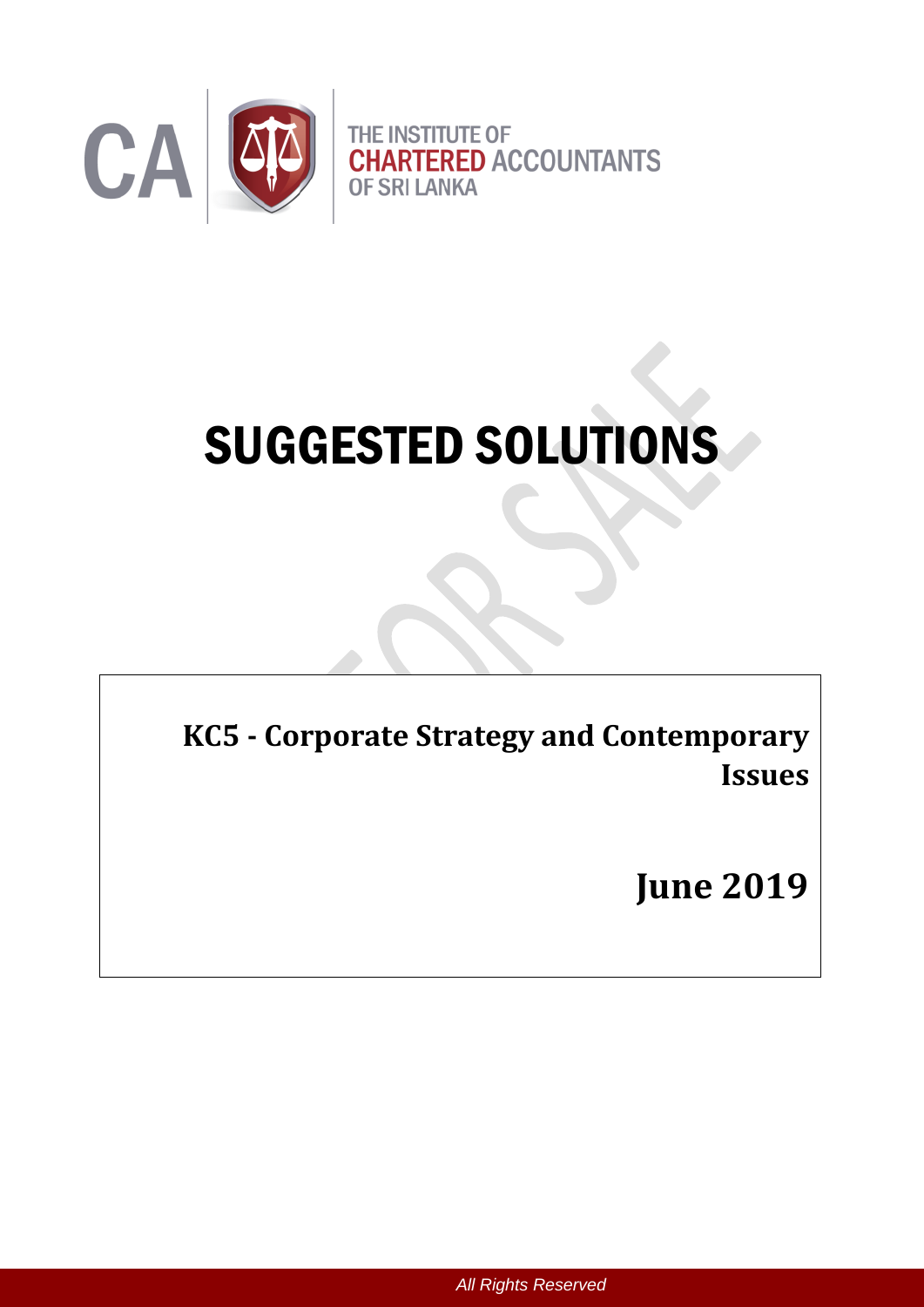THE INSTITUTE OF CHARTERED ACCOUNTANTS OF SRI LANKA

# SUGGESTED SOLUTIONS

**KC5 - Corporate Strategy and Contemporary Issues**

**June 2019**

*All Rights Reserved*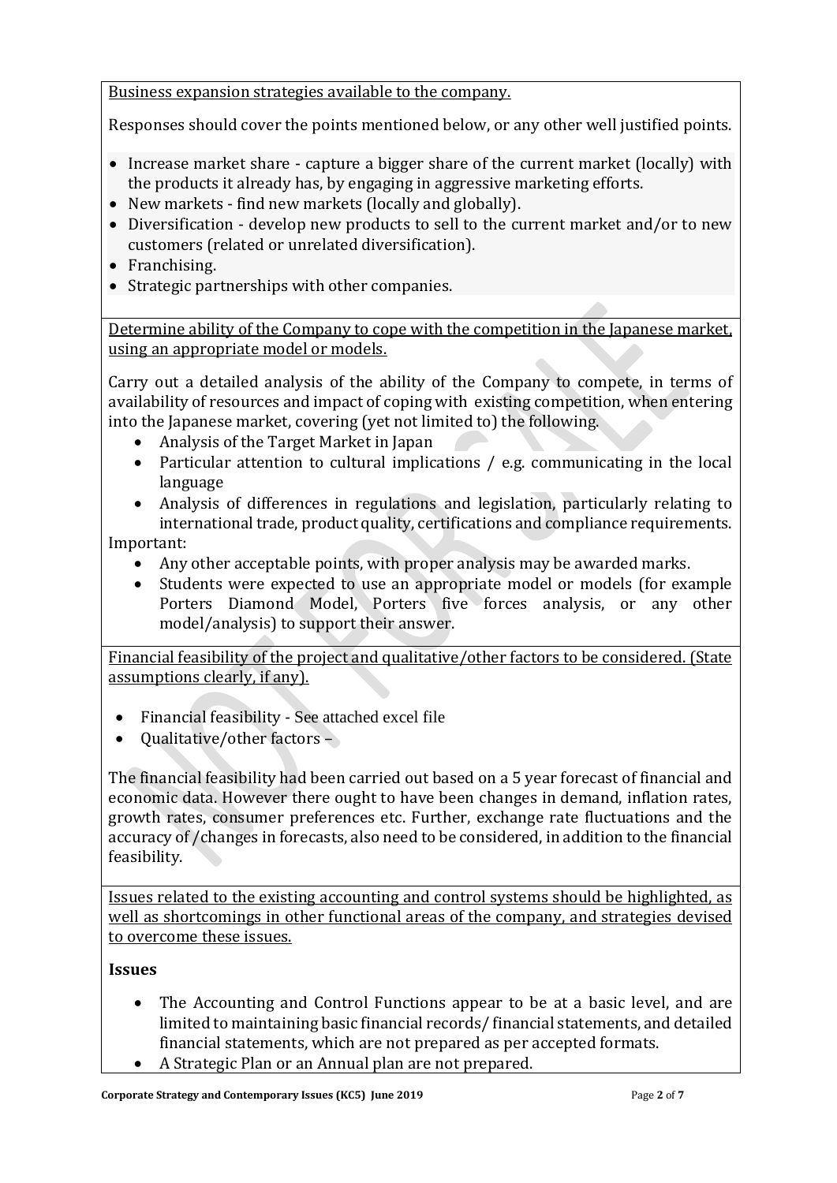<u>Business expansion strategies available to the company.</u>

Responses should cover the points mentioned below, or any other well justified points.

- Increase market share - capture a bigger share of the current market (locally) with the products it already has, by engaging in aggressive marketing efforts.
- New markets - find new markets (locally and globally).
- Diversification - develop new products to sell to the current market and/or to new customers (related or unrelated diversification).
- Franchising.
- Strategic partnerships with other companies.

<u>Determine ability of the Company to cope with the competition in the Japanese market, using an appropriate model or models.</u>

Carry out a detailed analysis of the ability of the Company to compete, in terms of availability of resources and impact of coping with existing competition, when entering into the Japanese market, covering (yet not limited to) the following.

- Analysis of the Target Market in Japan
- Particular attention to cultural implications / e.g. communicating in the local language
- Analysis of differences in regulations and legislation, particularly relating to international trade, product quality, certifications and compliance requirements.

Important:

- Any other acceptable points, with proper analysis may be awarded marks.
- Students were expected to use an appropriate model or models (for example Porters Diamond Model, Porters five forces analysis, or any other model/analysis) to support their answer.

<u>Financial feasibility of the project and qualitative/other factors to be considered. (State assumptions clearly, if any).</u>

- Financial feasibility - See attached excel file
- Qualitative/other factors –

The financial feasibility had been carried out based on a 5 year forecast of financial and economic data. However there ought to have been changes in demand, inflation rates, growth rates, consumer preferences etc. Further, exchange rate fluctuations and the accuracy of /changes in forecasts, also need to be considered, in addition to the financial feasibility.

<u>Issues related to the existing accounting and control systems should be highlighted, as well as shortcomings in other functional areas of the company, and strategies devised to overcome these issues.</u>

**Issues**

- The Accounting and Control Functions appear to be at a basic level, and are limited to maintaining basic financial records/ financial statements, and detailed financial statements, which are not prepared as per accepted formats.
- A Strategic Plan or an Annual plan are not prepared.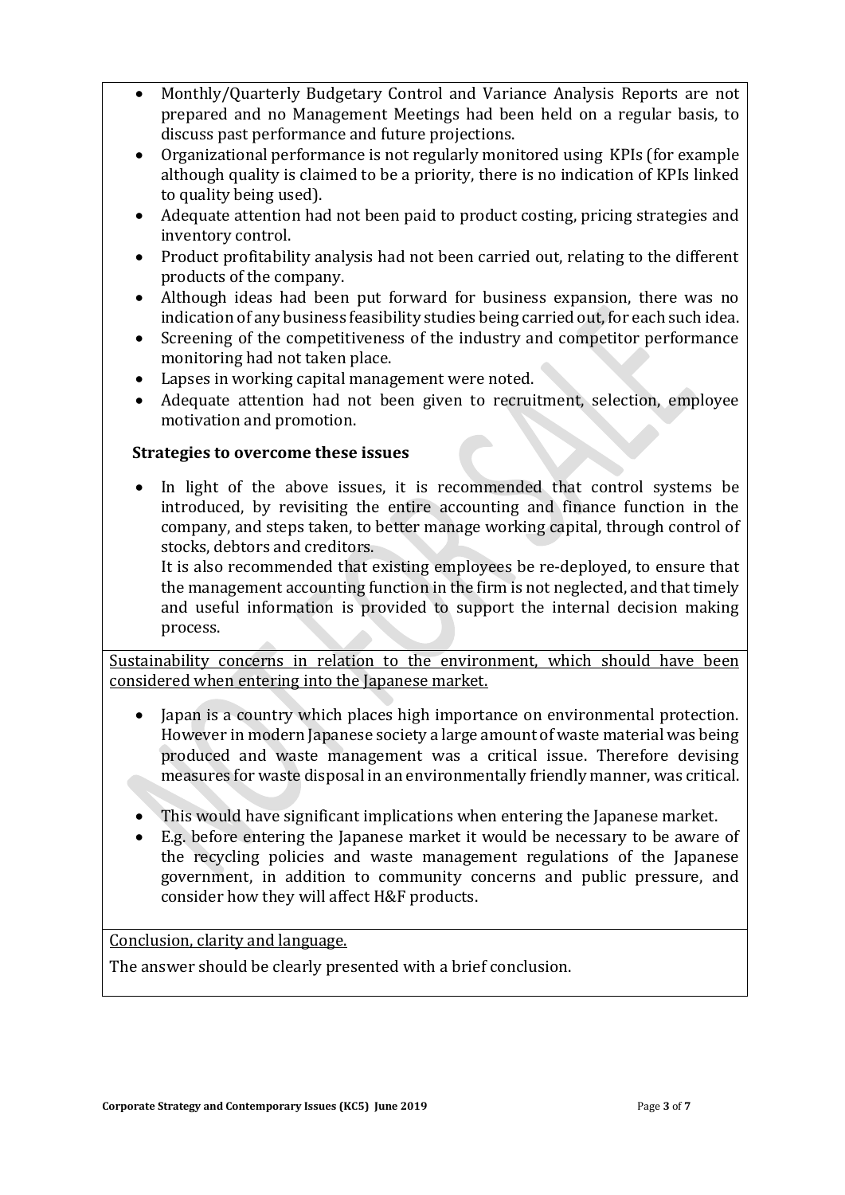- Monthly/Quarterly Budgetary Control and Variance Analysis Reports are not prepared and no Management Meetings had been held on a regular basis, to discuss past performance and future projections.
- Organizational performance is not regularly monitored using KPIs (for example although quality is claimed to be a priority, there is no indication of KPIs linked to quality being used).
- Adequate attention had not been paid to product costing, pricing strategies and inventory control.
- Product profitability analysis had not been carried out, relating to the different products of the company.
- Although ideas had been put forward for business expansion, there was no indication of any business feasibility studies being carried out, for each such idea.
- Screening of the competitiveness of the industry and competitor performance monitoring had not taken place.
- Lapses in working capital management were noted.
- Adequate attention had not been given to recruitment, selection, employee motivation and promotion.

**Strategies to overcome these issues**

- In light of the above issues, it is recommended that control systems be introduced, by revisiting the entire accounting and finance function in the company, and steps taken, to better manage working capital, through control of stocks, debtors and creditors.

  It is also recommended that existing employees be re-deployed, to ensure that the management accounting function in the firm is not neglected, and that timely and useful information is provided to support the internal decision making process.

Sustainability concerns in relation to the environment, which should have been considered when entering into the Japanese market.

- Japan is a country which places high importance on environmental protection. However in modern Japanese society a large amount of waste material was being produced and waste management was a critical issue. Therefore devising measures for waste disposal in an environmentally friendly manner, was critical.
- This would have significant implications when entering the Japanese market.
- E.g. before entering the Japanese market it would be necessary to be aware of the recycling policies and waste management regulations of the Japanese government, in addition to community concerns and public pressure, and consider how they will affect H&F products.

Conclusion, clarity and language.

The answer should be clearly presented with a brief conclusion.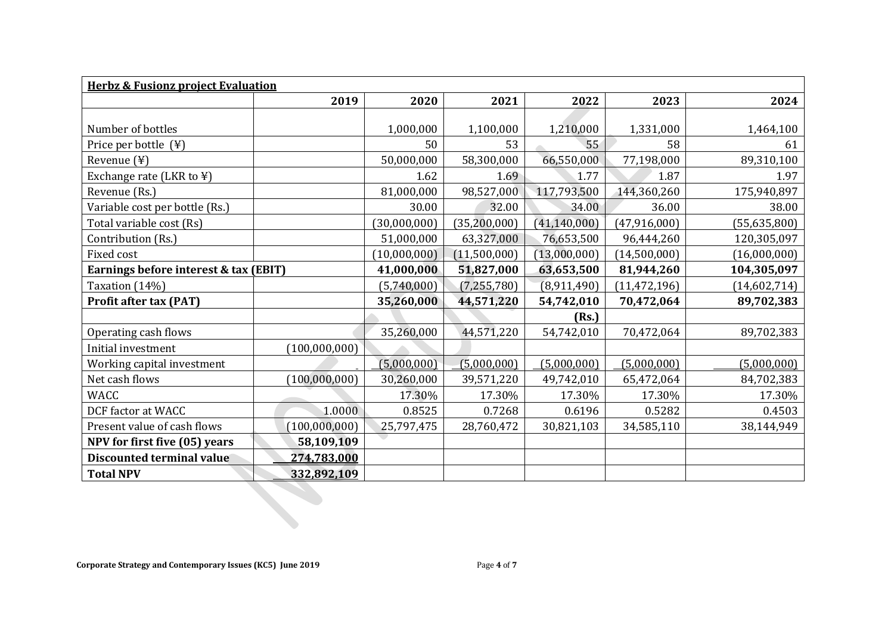| **Herbz & Fusionz project Evaluation** | | | | | | |
|---|---|---|---|---|---|---|
| | **2019** | **2020** | **2021** | **2022** | **2023** | **2024** |
| Number of bottles | | 1,000,000 | 1,100,000 | 1,210,000 | 1,331,000 | 1,464,100 |
| Price per bottle (¥) | | 50 | 53 | 55 | 58 | 61 |
| Revenue (¥) | | 50,000,000 | 58,300,000 | 66,550,000 | 77,198,000 | 89,310,100 |
| Exchange rate (LKR to ¥) | | 1.62 | 1.69 | 1.77 | 1.87 | 1.97 |
| Revenue (Rs.) | | 81,000,000 | 98,527,000 | 117,793,500 | 144,360,260 | 175,940,897 |
| Variable cost per bottle (Rs.) | | 30.00 | 32.00 | 34.00 | 36.00 | 38.00 |
| Total variable cost (Rs) | | (30,000,000) | (35,200,000) | (41,140,000) | (47,916,000) | (55,635,800) |
| Contribution (Rs.) | | 51,000,000 | 63,327,000 | 76,653,500 | 96,444,260 | 120,305,097 |
| Fixed cost | | (10,000,000) | (11,500,000) | (13,000,000) | (14,500,000) | (16,000,000) |
| **Earnings before interest & tax (EBIT)** | | **41,000,000** | **51,827,000** | **63,653,500** | **81,944,260** | **104,305,097** |
| Taxation (14%) | | (5,740,000) | (7,255,780) | (8,911,490) | (11,472,196) | (14,602,714) |
| **Profit after tax (PAT)** | | **35,260,000** | **44,571,220** | **54,742,010** | **70,472,064** | **89,702,383** |
| | | | | **(Rs.)** | | |
| Operating cash flows | | 35,260,000 | 44,571,220 | 54,742,010 | 70,472,064 | 89,702,383 |
| Initial investment | (100,000,000) | | | | | |
| Working capital investment | - | (5,000,000) | (5,000,000) | (5,000,000) | (5,000,000) | (5,000,000) |
| Net cash flows | (100,000,000) | 30,260,000 | 39,571,220 | 49,742,010 | 65,472,064 | 84,702,383 |
| WACC | | 17.30% | 17.30% | 17.30% | 17.30% | 17.30% |
| DCF factor at WACC | 1.0000 | 0.8525 | 0.7268 | 0.6196 | 0.5282 | 0.4503 |
| Present value of cash flows | (100,000,000) | 25,797,475 | 28,760,472 | 30,821,103 | 34,585,110 | 38,144,949 |
| **NPV for first five (05) years** | **58,109,109** | | | | | |
| **Discounted terminal value** | **274,783,000** | | | | | |
| **Total NPV** | **332,892,109** | | | | | |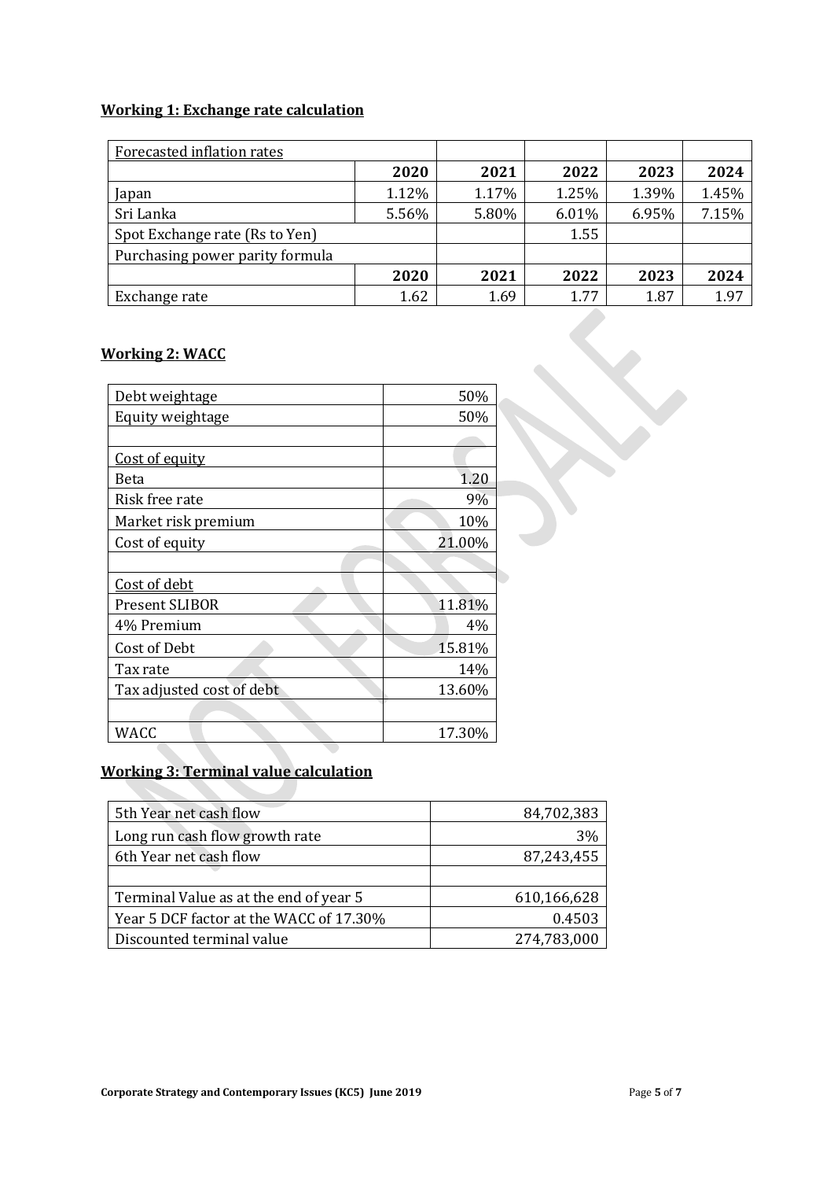**Working 1: Exchange rate calculation**

| | | | | | |
|---|---|---|---|---|---|
| Forecasted inflation rates | | | | | |
| | **2020** | **2021** | **2022** | **2023** | **2024** |
| Japan | 1.12% | 1.17% | 1.25% | 1.39% | 1.45% |
| Sri Lanka | 5.56% | 5.80% | 6.01% | 6.95% | 7.15% |
| Spot Exchange rate (Rs to Yen) | | | 1.55 | | |
| Purchasing power parity formula | | | | | |
| | **2020** | **2021** | **2022** | **2023** | **2024** |
| Exchange rate | 1.62 | 1.69 | 1.77 | 1.87 | 1.97 |

**Working 2: WACC**

| | |
|---|---|
| Debt weightage | 50% |
| Equity weightage | 50% |
| | |
| Cost of equity | |
| Beta | 1.20 |
| Risk free rate | 9% |
| Market risk premium | 10% |
| Cost of equity | 21.00% |
| | |
| Cost of debt | |
| Present SLIBOR | 11.81% |
| 4% Premium | 4% |
| Cost of Debt | 15.81% |
| Tax rate | 14% |
| Tax adjusted cost of debt | 13.60% |
| | |
| WACC | 17.30% |

**Working 3: Terminal value calculation**

| | |
|---|---|
| 5th Year net cash flow | 84,702,383 |
| Long run cash flow growth rate | 3% |
| 6th Year net cash flow | 87,243,455 |
| | |
| Terminal Value as at the end of year 5 | 610,166,628 |
| Year 5 DCF factor at the WACC of 17.30% | 0.4503 |
| Discounted terminal value | 274,783,000 |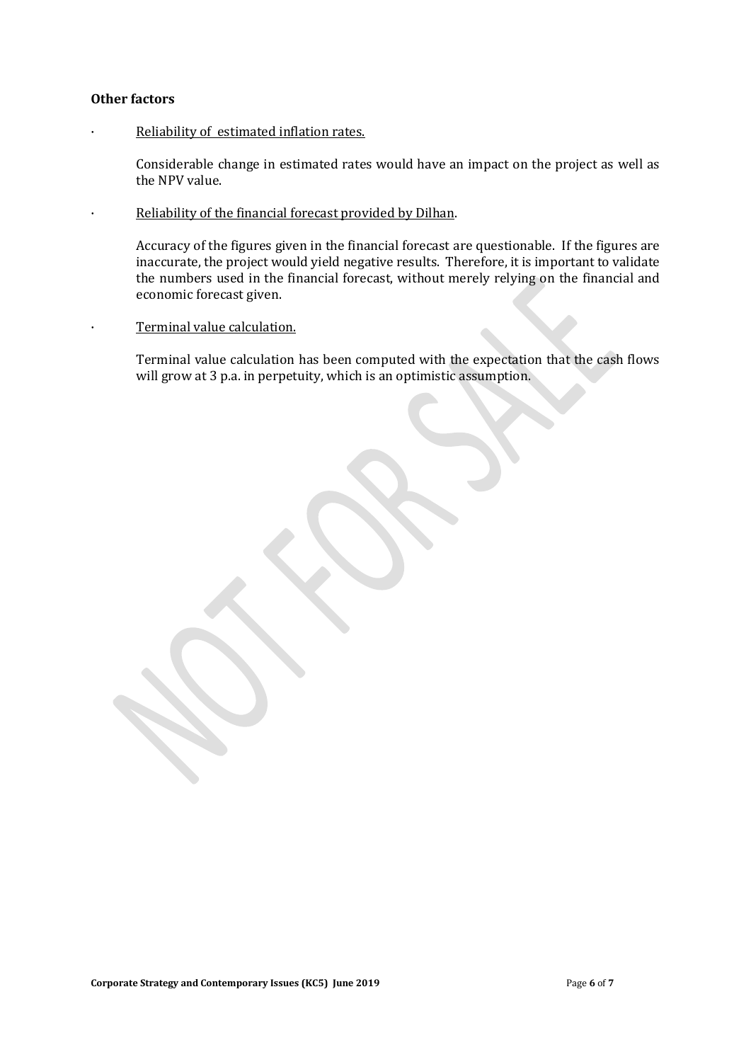**Other factors**

- <u>Reliability of estimated inflation rates.</u>

  Considerable change in estimated rates would have an impact on the project as well as the NPV value.

- <u>Reliability of the financial forecast provided by Dilhan</u>.

  Accuracy of the figures given in the financial forecast are questionable. If the figures are inaccurate, the project would yield negative results. Therefore, it is important to validate the numbers used in the financial forecast, without merely relying on the financial and economic forecast given.

- <u>Terminal value calculation.</u>

  Terminal value calculation has been computed with the expectation that the cash flows will grow at 3 p.a. in perpetuity, which is an optimistic assumption.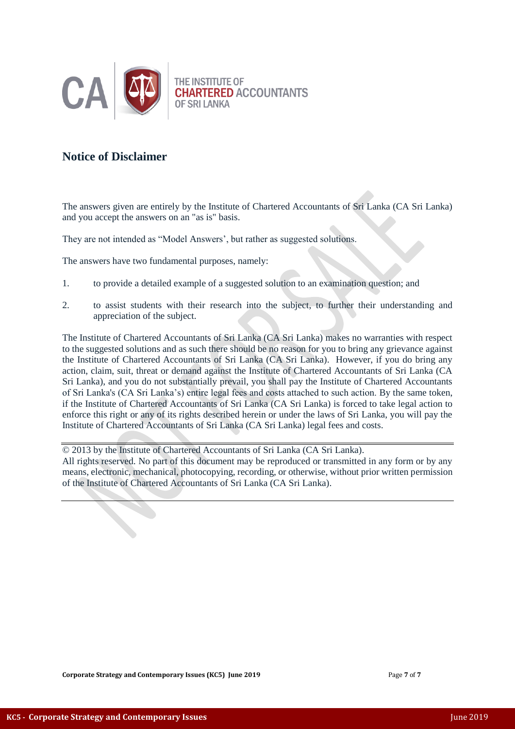## Notice of Disclaimer

The answers given are entirely by the Institute of Chartered Accountants of Sri Lanka (CA Sri Lanka) and you accept the answers on an "as is" basis.

They are not intended as "Model Answers', but rather as suggested solutions.

The answers have two fundamental purposes, namely:

1. to provide a detailed example of a suggested solution to an examination question; and

2. to assist students with their research into the subject, to further their understanding and appreciation of the subject.

The Institute of Chartered Accountants of Sri Lanka (CA Sri Lanka) makes no warranties with respect to the suggested solutions and as such there should be no reason for you to bring any grievance against the Institute of Chartered Accountants of Sri Lanka (CA Sri Lanka). However, if you do bring any action, claim, suit, threat or demand against the Institute of Chartered Accountants of Sri Lanka (CA Sri Lanka), and you do not substantially prevail, you shall pay the Institute of Chartered Accountants of Sri Lanka's (CA Sri Lanka's) entire legal fees and costs attached to such action. By the same token, if the Institute of Chartered Accountants of Sri Lanka (CA Sri Lanka) is forced to take legal action to enforce this right or any of its rights described herein or under the laws of Sri Lanka, you will pay the Institute of Chartered Accountants of Sri Lanka (CA Sri Lanka) legal fees and costs.

---

© 2013 by the Institute of Chartered Accountants of Sri Lanka (CA Sri Lanka).
All rights reserved. No part of this document may be reproduced or transmitted in any form or by any means, electronic, mechanical, photocopying, recording, or otherwise, without prior written permission of the Institute of Chartered Accountants of Sri Lanka (CA Sri Lanka).

---